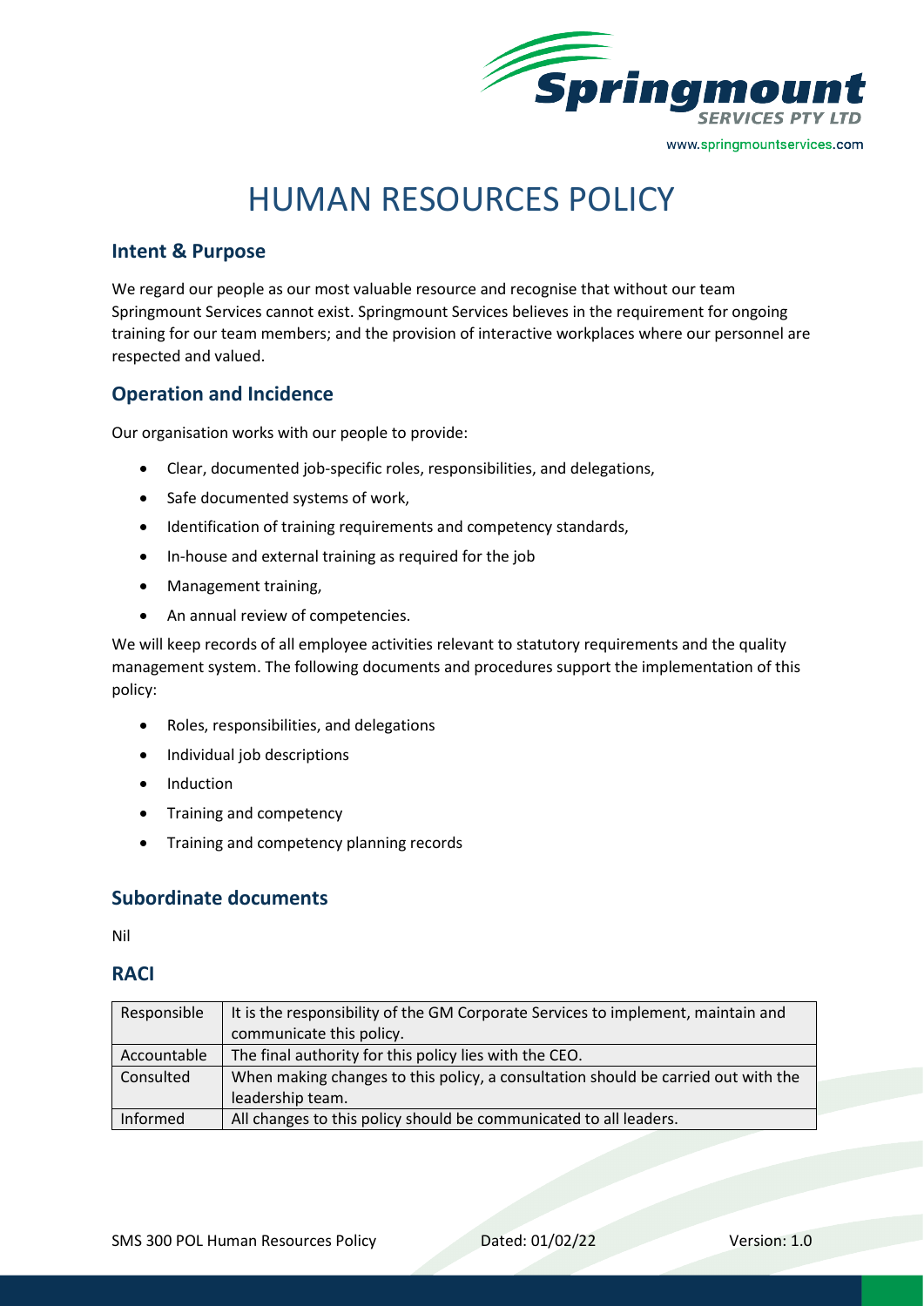# HUMAN RESOURCES POLICY

## Intent & Purpose

We regard our people as our most valuable resource and recognise that without our team Springmount Services cannot exist. Springmount Services believes in the requirement for ongoing training for our team members; and the provision of interactive workplaces where our personnel are respected and valued.

## Operation and Incidence

Our organisation works with our people to provide:

- Clear, documented job-specific roles, responsibilities, and delegations,
- Safe documented systems of work,
- Identification of training requirements and competency standards,
- In-house and external training as required for the job
- Management training,
- An annual review of competencies.

We will keep records of all employee activities relevant to statutory requirements and the quality management system. The following documents and procedures support the implementation of this policy:

- Roles, responsibilities, and delegations
- Individual job descriptions
- Induction
- Training and competency
- Training and competency planning records

## Subordinate documents

Nil

## RACI

| | |
|---|---|
| Responsible | It is the responsibility of the GM Corporate Services to implement, maintain and communicate this policy. |
| Accountable | The final authority for this policy lies with the CEO. |
| Consulted | When making changes to this policy, a consultation should be carried out with the leadership team. |
| Informed | All changes to this policy should be communicated to all leaders. |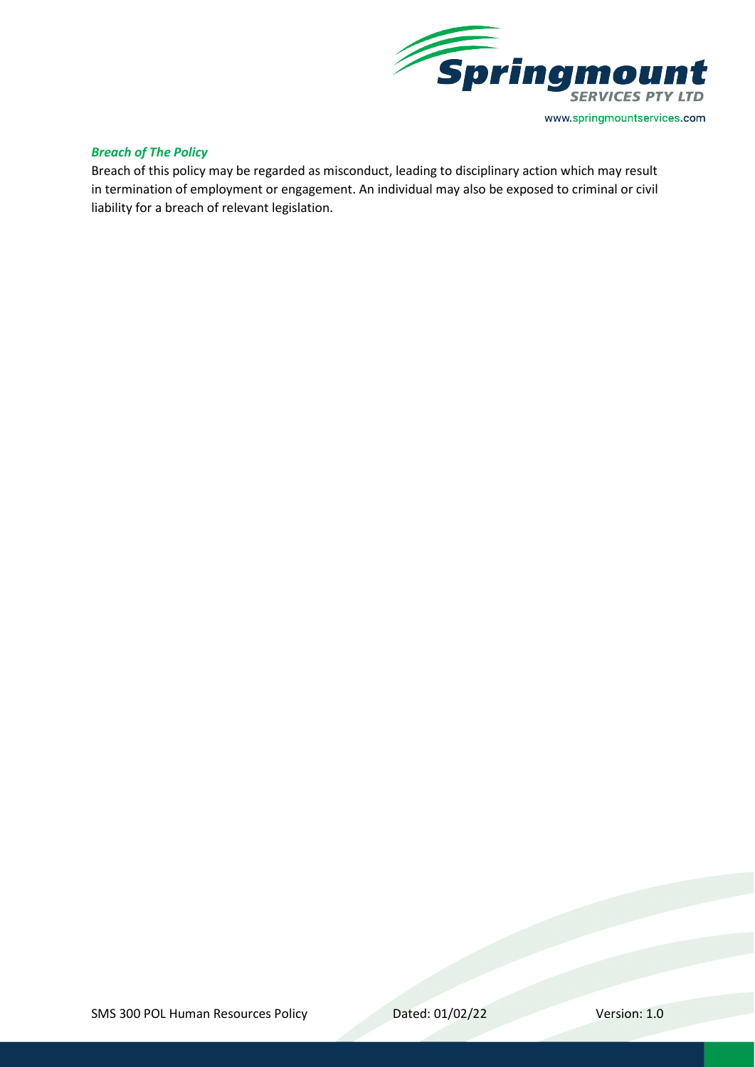***Breach of The Policy***

Breach of this policy may be regarded as misconduct, leading to disciplinary action which may result in termination of employment or engagement. An individual may also be exposed to criminal or civil liability for a breach of relevant legislation.